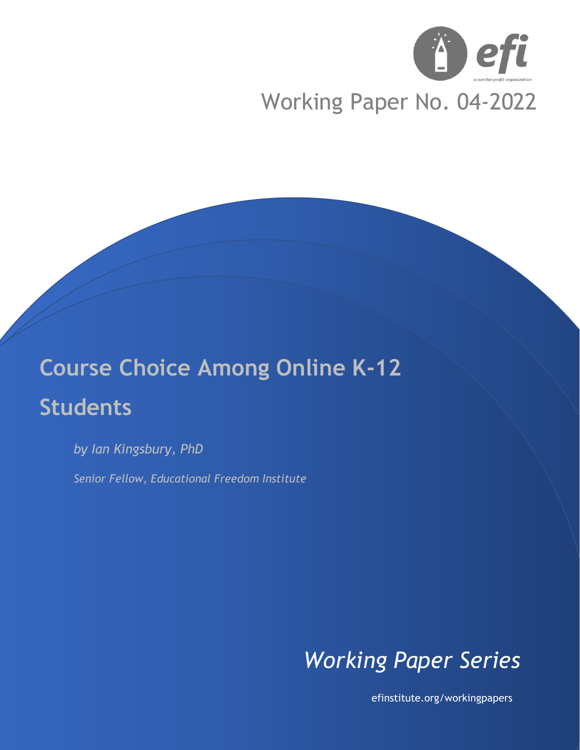Working Paper No. 04-2022

# Course Choice Among Online K-12 Students

*by Ian Kingsbury, PhD*

*Senior Fellow, Educational Freedom Institute*

*Working Paper Series*

efinstitute.org/workingpapers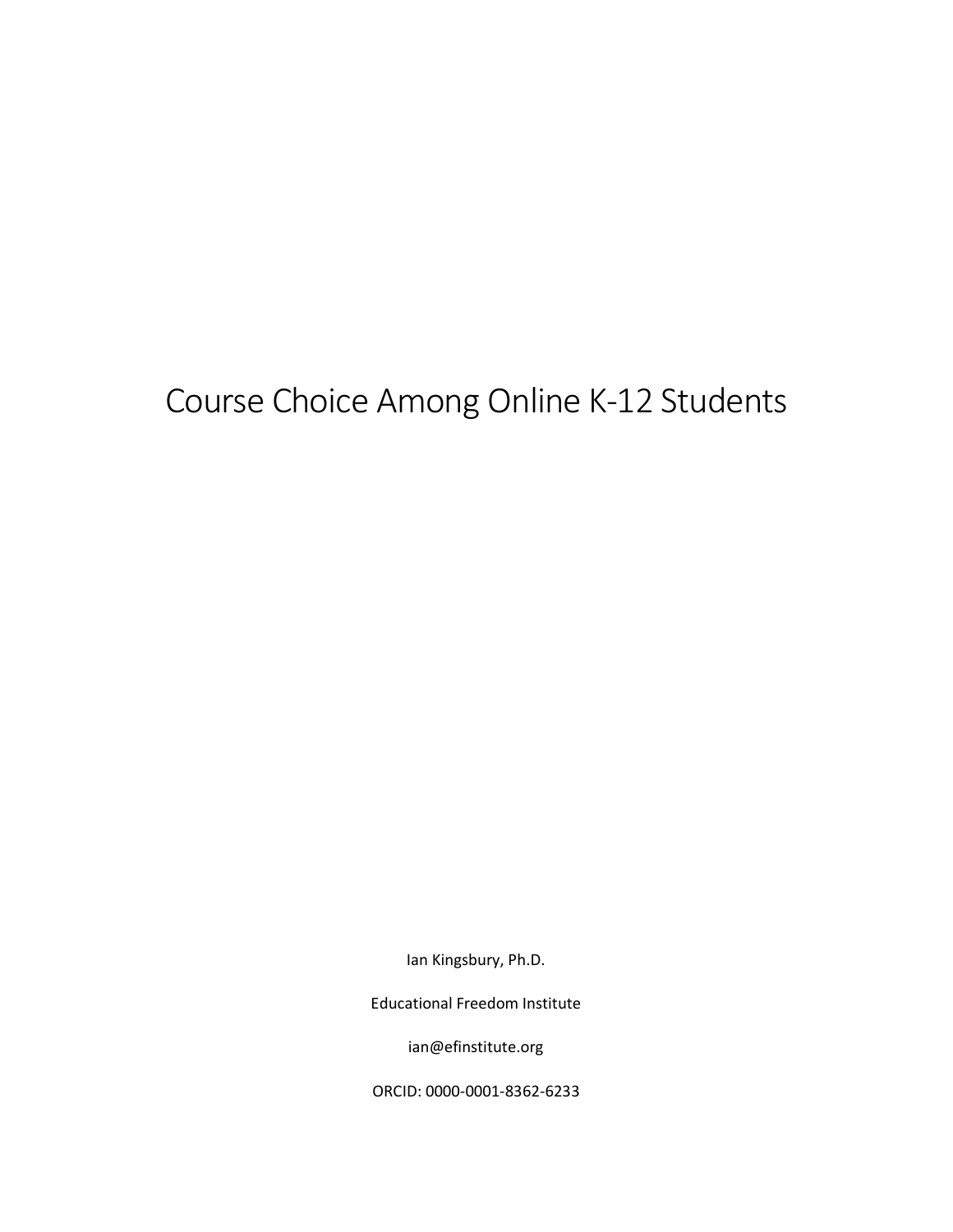# Course Choice Among Online K-12 Students

Ian Kingsbury, Ph.D.

Educational Freedom Institute

ian@efinstitute.org

ORCID: 0000-0001-8362-6233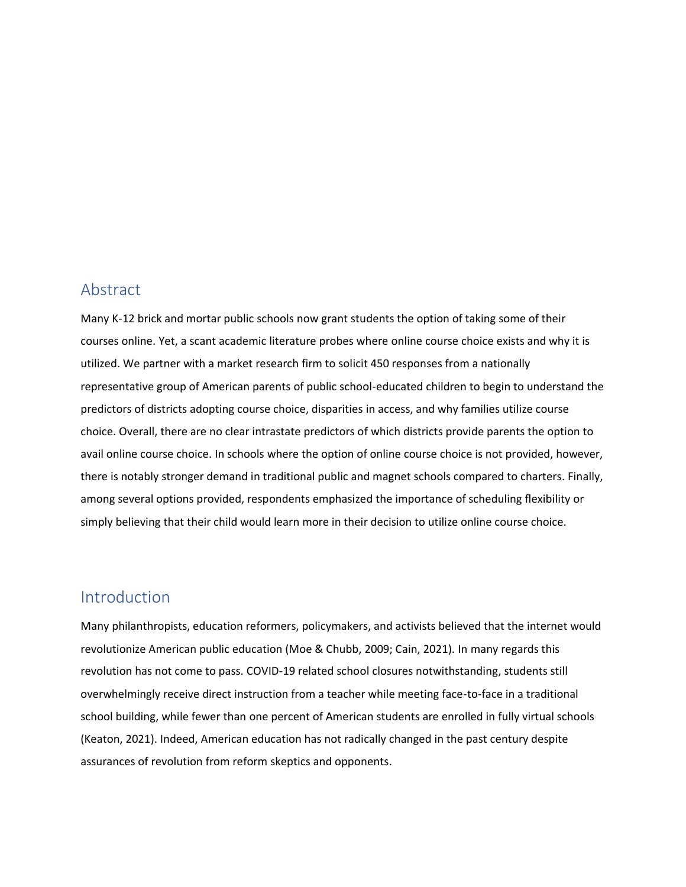## Abstract

Many K-12 brick and mortar public schools now grant students the option of taking some of their courses online. Yet, a scant academic literature probes where online course choice exists and why it is utilized. We partner with a market research firm to solicit 450 responses from a nationally representative group of American parents of public school-educated children to begin to understand the predictors of districts adopting course choice, disparities in access, and why families utilize course choice. Overall, there are no clear intrastate predictors of which districts provide parents the option to avail online course choice. In schools where the option of online course choice is not provided, however, there is notably stronger demand in traditional public and magnet schools compared to charters. Finally, among several options provided, respondents emphasized the importance of scheduling flexibility or simply believing that their child would learn more in their decision to utilize online course choice.

## Introduction

Many philanthropists, education reformers, policymakers, and activists believed that the internet would revolutionize American public education (Moe & Chubb, 2009; Cain, 2021). In many regards this revolution has not come to pass. COVID-19 related school closures notwithstanding, students still overwhelmingly receive direct instruction from a teacher while meeting face-to-face in a traditional school building, while fewer than one percent of American students are enrolled in fully virtual schools (Keaton, 2021). Indeed, American education has not radically changed in the past century despite assurances of revolution from reform skeptics and opponents.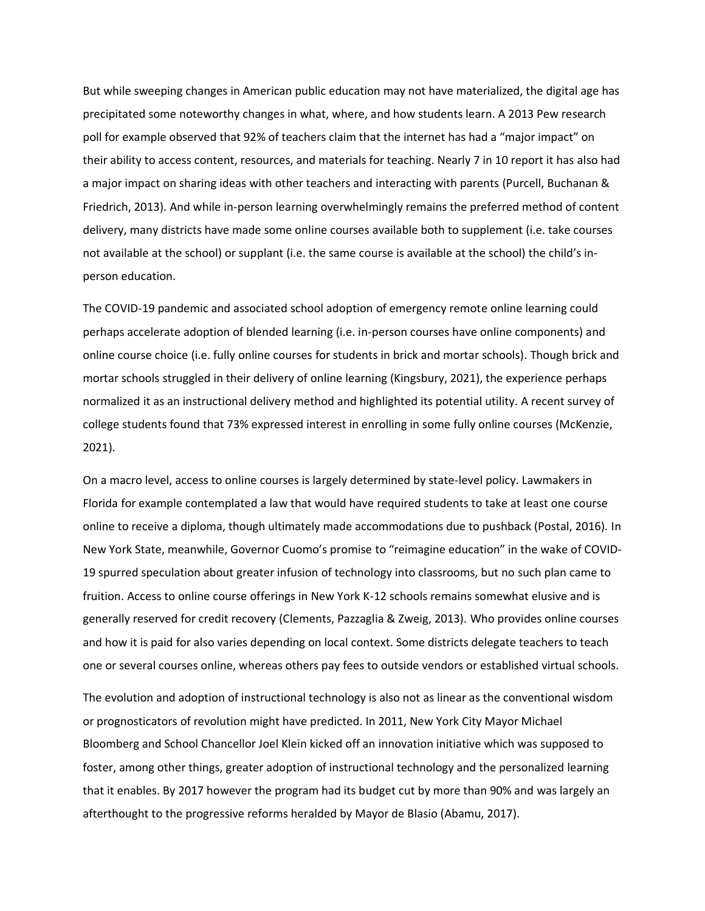But while sweeping changes in American public education may not have materialized, the digital age has precipitated some noteworthy changes in what, where, and how students learn. A 2013 Pew research poll for example observed that 92% of teachers claim that the internet has had a "major impact" on their ability to access content, resources, and materials for teaching. Nearly 7 in 10 report it has also had a major impact on sharing ideas with other teachers and interacting with parents (Purcell, Buchanan & Friedrich, 2013). And while in-person learning overwhelmingly remains the preferred method of content delivery, many districts have made some online courses available both to supplement (i.e. take courses not available at the school) or supplant (i.e. the same course is available at the school) the child's in-person education.

The COVID-19 pandemic and associated school adoption of emergency remote online learning could perhaps accelerate adoption of blended learning (i.e. in-person courses have online components) and online course choice (i.e. fully online courses for students in brick and mortar schools). Though brick and mortar schools struggled in their delivery of online learning (Kingsbury, 2021), the experience perhaps normalized it as an instructional delivery method and highlighted its potential utility. A recent survey of college students found that 73% expressed interest in enrolling in some fully online courses (McKenzie, 2021).

On a macro level, access to online courses is largely determined by state-level policy. Lawmakers in Florida for example contemplated a law that would have required students to take at least one course online to receive a diploma, though ultimately made accommodations due to pushback (Postal, 2016). In New York State, meanwhile, Governor Cuomo's promise to "reimagine education" in the wake of COVID-19 spurred speculation about greater infusion of technology into classrooms, but no such plan came to fruition. Access to online course offerings in New York K-12 schools remains somewhat elusive and is generally reserved for credit recovery (Clements, Pazzaglia & Zweig, 2013). Who provides online courses and how it is paid for also varies depending on local context. Some districts delegate teachers to teach one or several courses online, whereas others pay fees to outside vendors or established virtual schools.

The evolution and adoption of instructional technology is also not as linear as the conventional wisdom or prognosticators of revolution might have predicted. In 2011, New York City Mayor Michael Bloomberg and School Chancellor Joel Klein kicked off an innovation initiative which was supposed to foster, among other things, greater adoption of instructional technology and the personalized learning that it enables. By 2017 however the program had its budget cut by more than 90% and was largely an afterthought to the progressive reforms heralded by Mayor de Blasio (Abamu, 2017).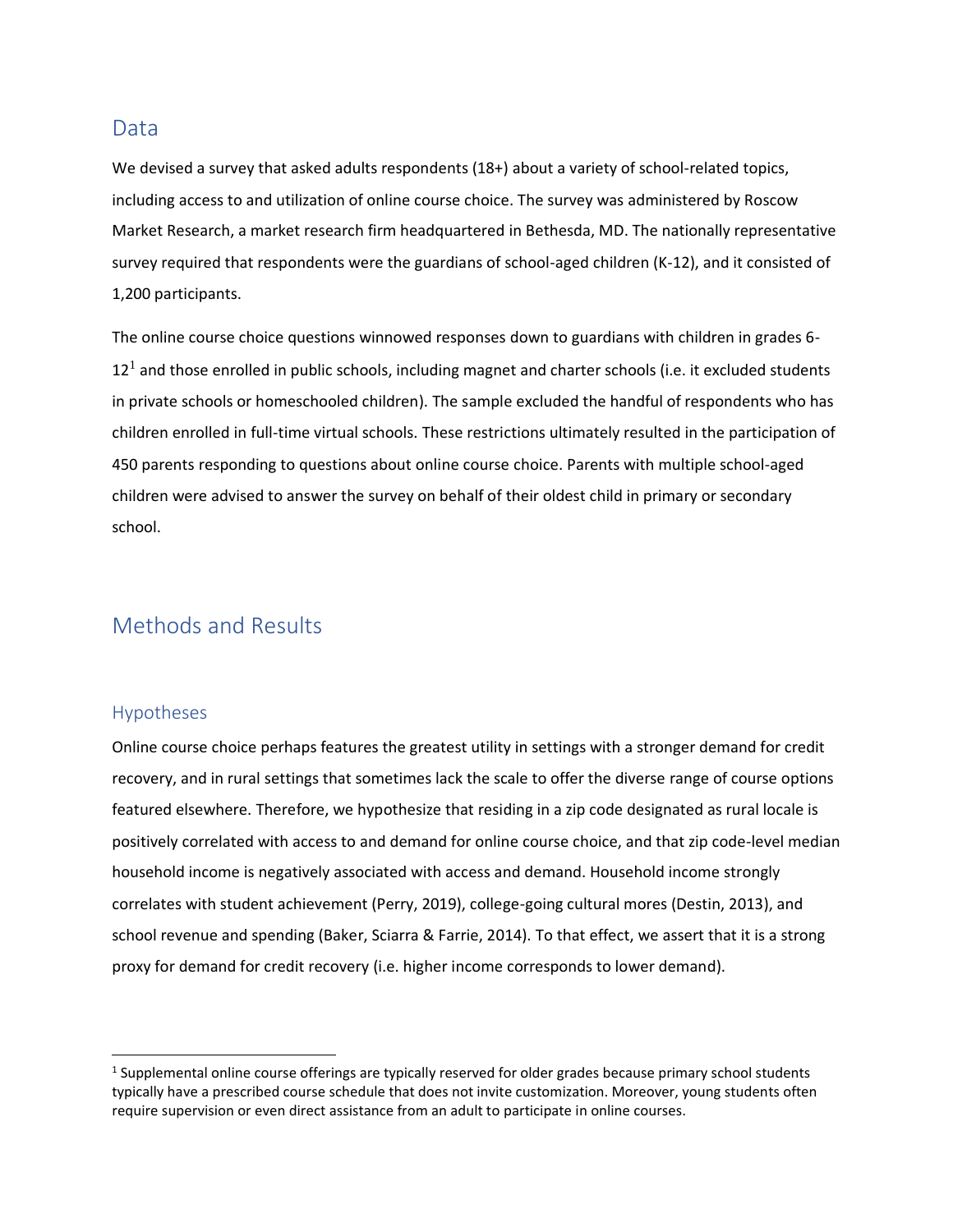## Data

We devised a survey that asked adults respondents (18+) about a variety of school-related topics, including access to and utilization of online course choice. The survey was administered by Roscow Market Research, a market research firm headquartered in Bethesda, MD. The nationally representative survey required that respondents were the guardians of school-aged children (K-12), and it consisted of 1,200 participants.

The online course choice questions winnowed responses down to guardians with children in grades 6-12[1] and those enrolled in public schools, including magnet and charter schools (i.e. it excluded students in private schools or homeschooled children). The sample excluded the handful of respondents who has children enrolled in full-time virtual schools. These restrictions ultimately resulted in the participation of 450 parents responding to questions about online course choice. Parents with multiple school-aged children were advised to answer the survey on behalf of their oldest child in primary or secondary school.

## Methods and Results

### Hypotheses

Online course choice perhaps features the greatest utility in settings with a stronger demand for credit recovery, and in rural settings that sometimes lack the scale to offer the diverse range of course options featured elsewhere. Therefore, we hypothesize that residing in a zip code designated as rural locale is positively correlated with access to and demand for online course choice, and that zip code-level median household income is negatively associated with access and demand. Household income strongly correlates with student achievement (Perry, 2019), college-going cultural mores (Destin, 2013), and school revenue and spending (Baker, Sciarra & Farrie, 2014). To that effect, we assert that it is a strong proxy for demand for credit recovery (i.e. higher income corresponds to lower demand).

---

[1] Supplemental online course offerings are typically reserved for older grades because primary school students typically have a prescribed course schedule that does not invite customization. Moreover, young students often require supervision or even direct assistance from an adult to participate in online courses.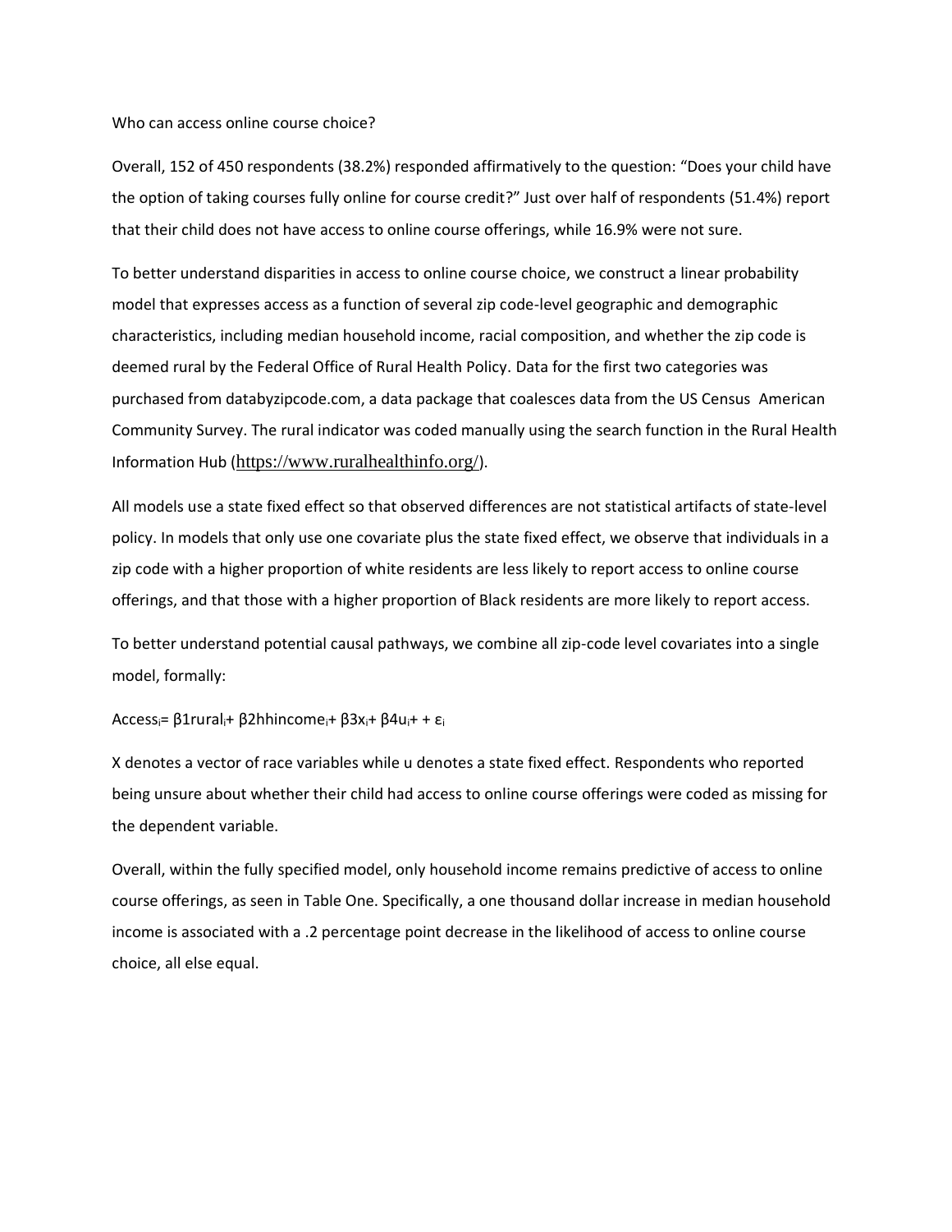Who can access online course choice?

Overall, 152 of 450 respondents (38.2%) responded affirmatively to the question: "Does your child have the option of taking courses fully online for course credit?" Just over half of respondents (51.4%) report that their child does not have access to online course offerings, while 16.9% were not sure.

To better understand disparities in access to online course choice, we construct a linear probability model that expresses access as a function of several zip code-level geographic and demographic characteristics, including median household income, racial composition, and whether the zip code is deemed rural by the Federal Office of Rural Health Policy. Data for the first two categories was purchased from databyzipcode.com, a data package that coalesces data from the US Census American Community Survey. The rural indicator was coded manually using the search function in the Rural Health Information Hub (https://www.ruralhealthinfo.org/).

All models use a state fixed effect so that observed differences are not statistical artifacts of state-level policy. In models that only use one covariate plus the state fixed effect, we observe that individuals in a zip code with a higher proportion of white residents are less likely to report access to online course offerings, and that those with a higher proportion of Black residents are more likely to report access.

To better understand potential causal pathways, we combine all zip-code level covariates into a single model, formally:

$$Access_i = \beta 1 rural_i + \beta 2 hhincome_i + \beta 3 x_i + \beta 4 u_i + + \varepsilon_i$$

X denotes a vector of race variables while u denotes a state fixed effect. Respondents who reported being unsure about whether their child had access to online course offerings were coded as missing for the dependent variable.

Overall, within the fully specified model, only household income remains predictive of access to online course offerings, as seen in Table One. Specifically, a one thousand dollar increase in median household income is associated with a .2 percentage point decrease in the likelihood of access to online course choice, all else equal.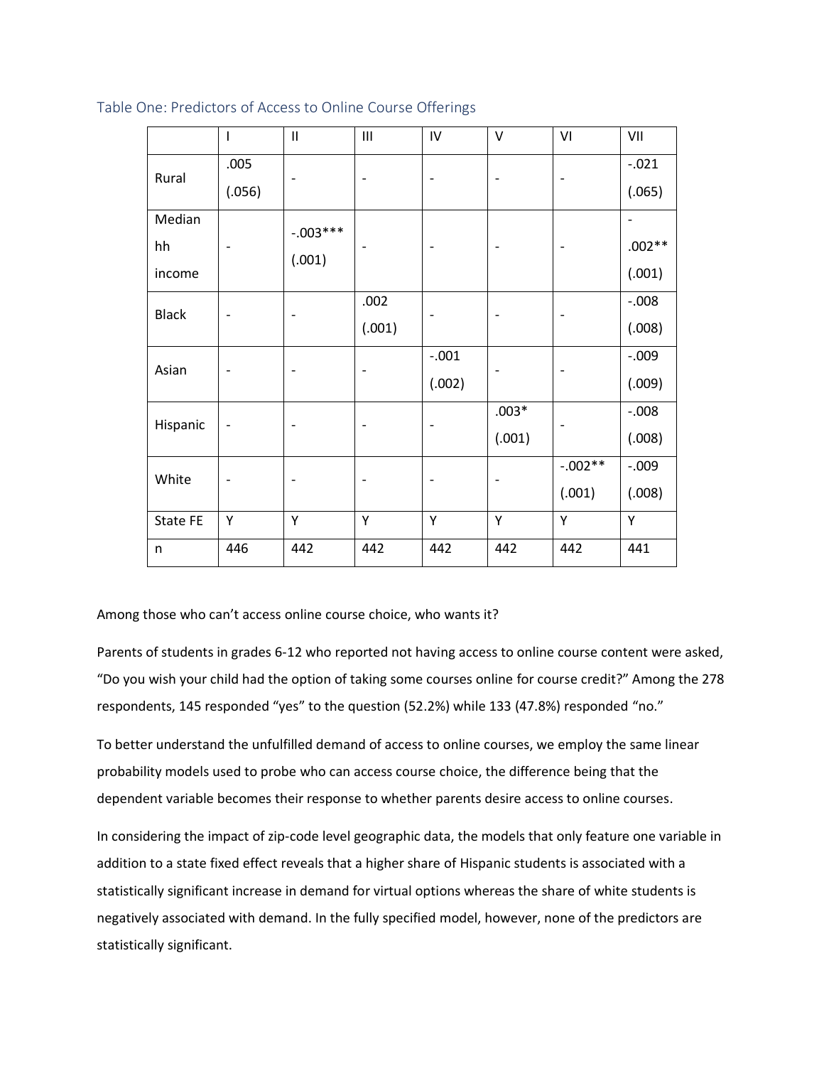### Table One: Predictors of Access to Online Course Offerings

| | I | II | III | IV | V | VI | VII |
|---|---|---|---|---|---|---|---|
| Rural | .005 (.056) | - | - | - | - | - | -.021 (.065) |
| Median hh income | - | -.003*** (.001) | - | - | - | - | -.002** (.001) |
| Black | - | - | .002 (.001) | - | - | - | -.008 (.008) |
| Asian | - | - | - | -.001 (.002) | - | - | -.009 (.009) |
| Hispanic | - | - | - | - | .003* (.001) | - | -.008 (.008) |
| White | - | - | - | - | - | -.002** (.001) | -.009 (.008) |
| State FE | Y | Y | Y | Y | Y | Y | Y |
| n | 446 | 442 | 442 | 442 | 442 | 442 | 441 |

Among those who can't access online course choice, who wants it?

Parents of students in grades 6-12 who reported not having access to online course content were asked, "Do you wish your child had the option of taking some courses online for course credit?" Among the 278 respondents, 145 responded "yes" to the question (52.2%) while 133 (47.8%) responded "no."

To better understand the unfulfilled demand of access to online courses, we employ the same linear probability models used to probe who can access course choice, the difference being that the dependent variable becomes their response to whether parents desire access to online courses.

In considering the impact of zip-code level geographic data, the models that only feature one variable in addition to a state fixed effect reveals that a higher share of Hispanic students is associated with a statistically significant increase in demand for virtual options whereas the share of white students is negatively associated with demand. In the fully specified model, however, none of the predictors are statistically significant.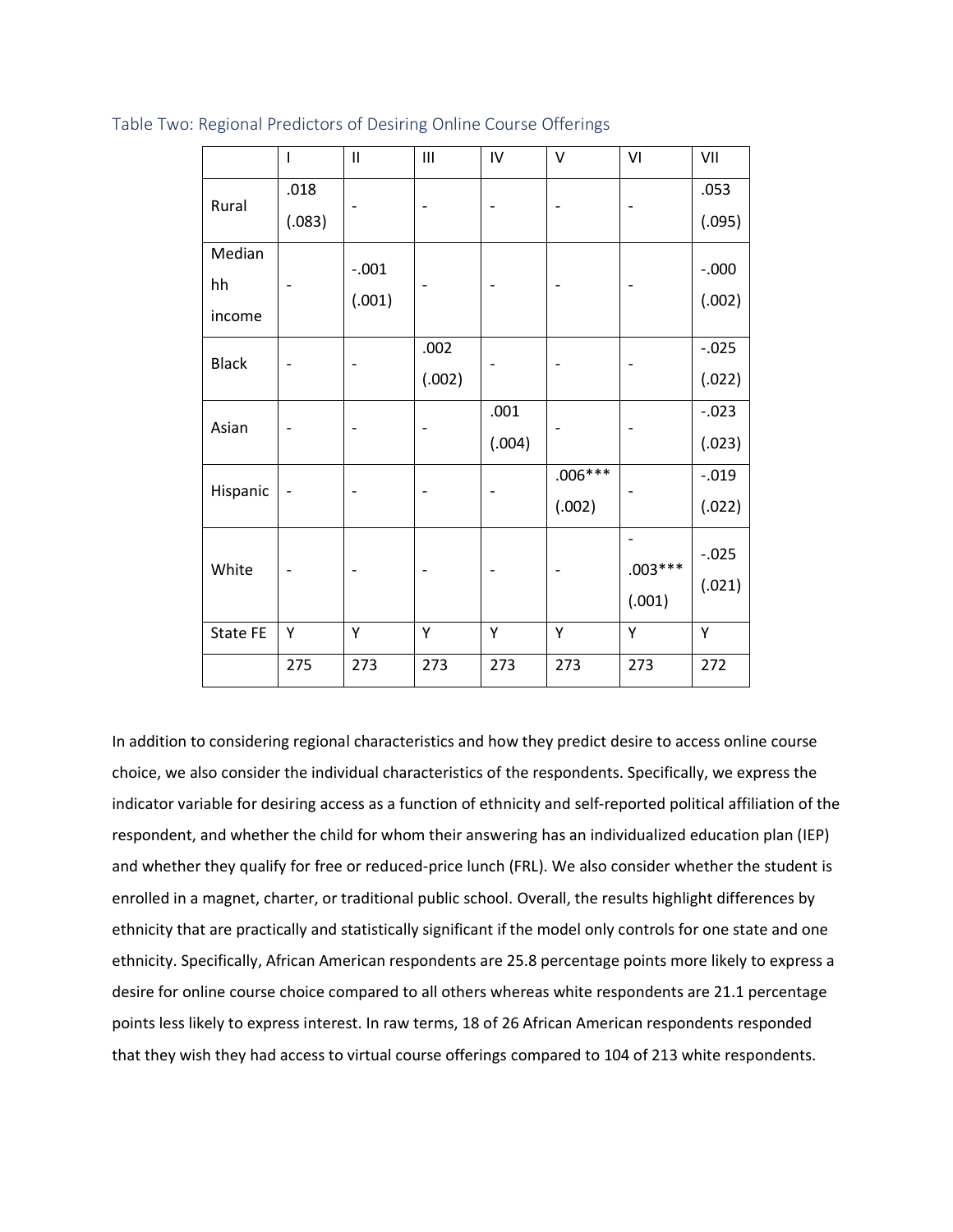Table Two: Regional Predictors of Desiring Online Course Offerings

| | I | II | III | IV | V | VI | VII |
|---|---|---|---|---|---|---|---|
| Rural | .018 (.083) | - | - | - | - | - | .053 (.095) |
| Median hh income | - | -.001 (.001) | - | - | - | - | -.000 (.002) |
| Black | - | - | .002 (.002) | - | - | - | -.025 (.022) |
| Asian | - | - | - | .001 (.004) | - | - | -.023 (.023) |
| Hispanic | - | - | - | - | .006*** (.002) | - | -.019 (.022) |
| White | - | - | - | - | - | -.003*** (.001) | -.025 (.021) |
| State FE | Y | Y | Y | Y | Y | Y | Y |
| | 275 | 273 | 273 | 273 | 273 | 273 | 272 |

In addition to considering regional characteristics and how they predict desire to access online course choice, we also consider the individual characteristics of the respondents. Specifically, we express the indicator variable for desiring access as a function of ethnicity and self-reported political affiliation of the respondent, and whether the child for whom their answering has an individualized education plan (IEP) and whether they qualify for free or reduced-price lunch (FRL). We also consider whether the student is enrolled in a magnet, charter, or traditional public school. Overall, the results highlight differences by ethnicity that are practically and statistically significant if the model only controls for one state and one ethnicity. Specifically, African American respondents are 25.8 percentage points more likely to express a desire for online course choice compared to all others whereas white respondents are 21.1 percentage points less likely to express interest. In raw terms, 18 of 26 African American respondents responded that they wish they had access to virtual course offerings compared to 104 of 213 white respondents.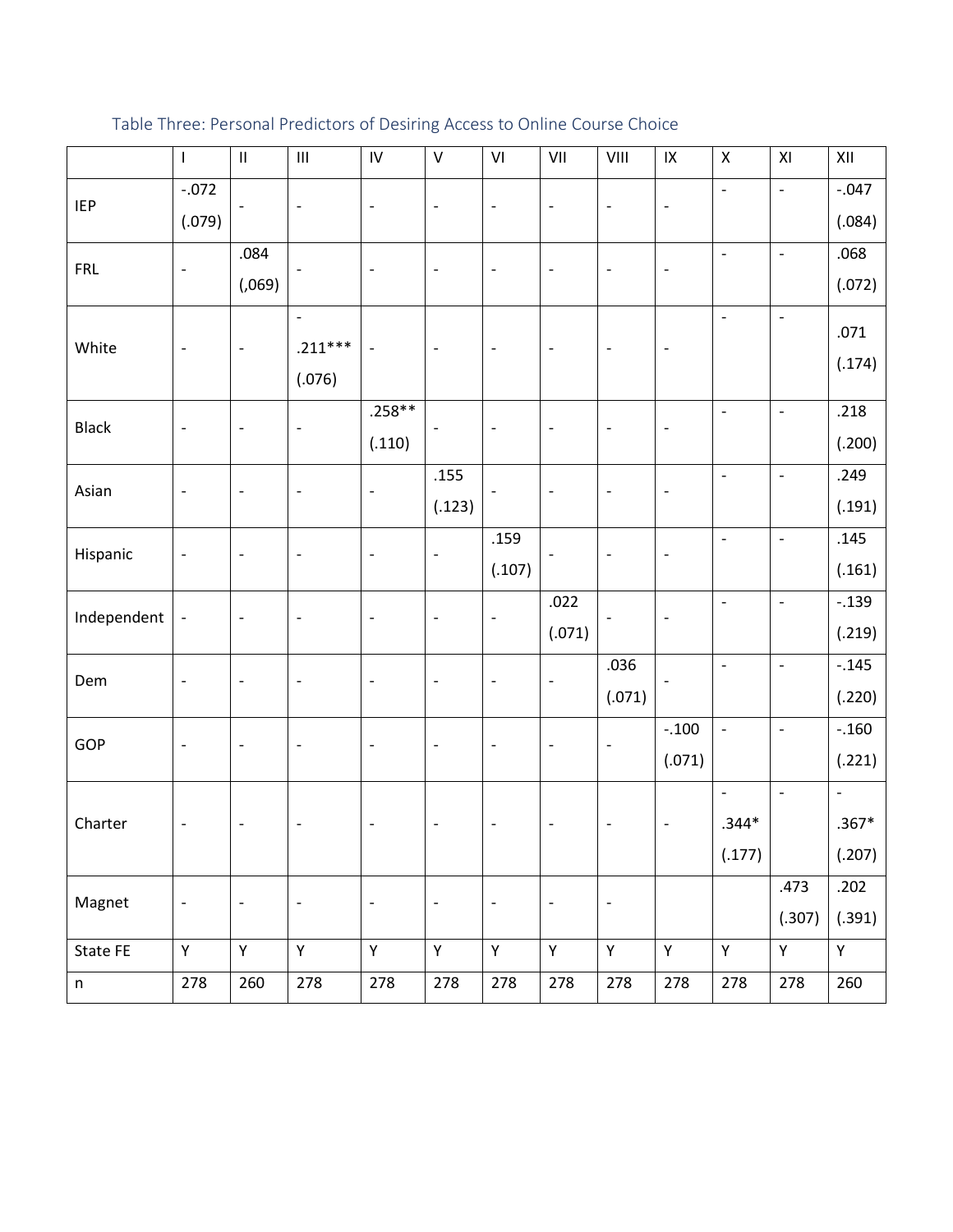Table Three: Personal Predictors of Desiring Access to Online Course Choice

| | I | II | III | IV | V | VI | VII | VIII | IX | X | XI | XII |
|---|---|---|---|---|---|---|---|---|---|---|---|---|
| IEP | -.072 (.079) | - | - | - | - | - | - | - | - | - | - | -.047 (.084) |
| FRL | - | .084 (,069) | - | - | - | - | - | - | - | - | - | .068 (.072) |
| White | - | - | -.211*** (.076) | - | - | - | - | - | - | - | - | .071 (.174) |
| Black | - | - | - | .258** (.110) | - | - | - | - | - | - | - | .218 (.200) |
| Asian | - | - | - | - | .155 (.123) | - | - | - | - | - | - | .249 (.191) |
| Hispanic | - | - | - | - | - | .159 (.107) | - | - | - | - | - | .145 (.161) |
| Independent | - | - | - | - | - | - | .022 (.071) | - | - | - | - | -.139 (.219) |
| Dem | - | - | - | - | - | - | - | .036 (.071) | - | - | - | -.145 (.220) |
| GOP | - | - | - | - | - | - | - | - | -.100 (.071) | - | - | -.160 (.221) |
| Charter | - | - | - | - | - | - | - | - | - | -.344* (.177) | - | -.367* (.207) |
| Magnet | - | - | - | - | - | - | - | - | | | .473 (.307) | .202 (.391) |
| State FE | Y | Y | Y | Y | Y | Y | Y | Y | Y | Y | Y | Y |
| n | 278 | 260 | 278 | 278 | 278 | 278 | 278 | 278 | 278 | 278 | 278 | 260 |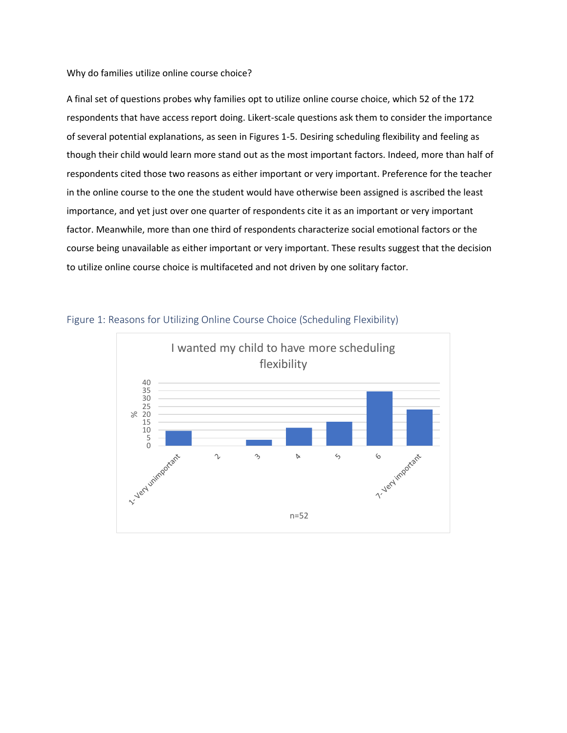Why do families utilize online course choice?

A final set of questions probes why families opt to utilize online course choice, which 52 of the 172 respondents that have access report doing. Likert-scale questions ask them to consider the importance of several potential explanations, as seen in Figures 1-5. Desiring scheduling flexibility and feeling as though their child would learn more stand out as the most important factors. Indeed, more than half of respondents cited those two reasons as either important or very important. Preference for the teacher in the online course to the one the student would have otherwise been assigned is ascribed the least importance, and yet just over one quarter of respondents cite it as an important or very important factor. Meanwhile, more than one third of respondents characterize social emotional factors or the course being unavailable as either important or very important. These results suggest that the decision to utilize online course choice is multifaceted and not driven by one solitary factor.

Figure 1: Reasons for Utilizing Online Course Choice (Scheduling Flexibility)

I wanted my child to have more scheduling flexibility

| Response | % (approx.) |
|---|---|
| 1- Very unimportant | 9.6 |
| 2 | 0 |
| 3 | 3.8 |
| 4 | 11.5 |
| 5 | 15.4 |
| 6 | 34.6 |
| 7- Very important | 23.1 |

n=52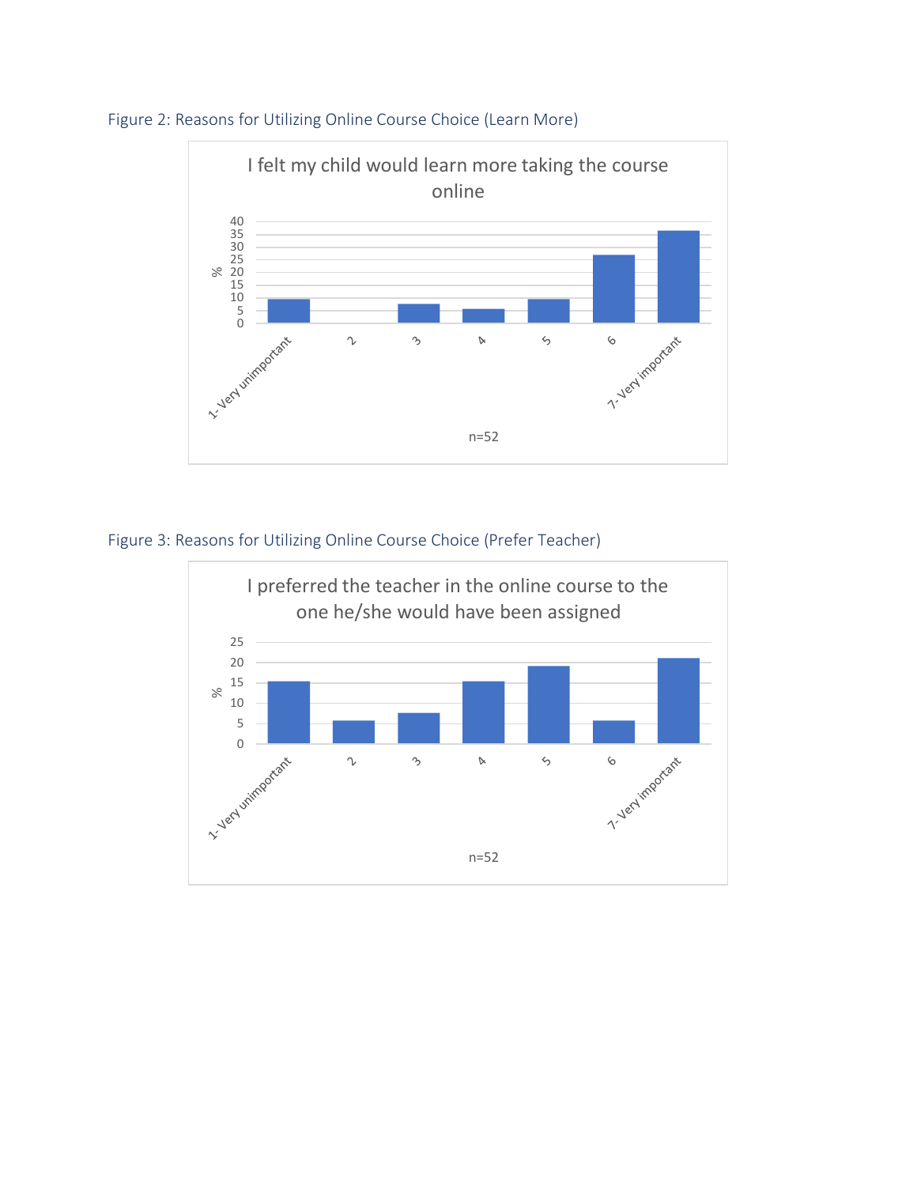Figure 2: Reasons for Utilizing Online Course Choice (Learn More)

I felt my child would learn more taking the course online

n=52

Figure 3: Reasons for Utilizing Online Course Choice (Prefer Teacher)

I preferred the teacher in the online course to the one he/she would have been assigned

n=52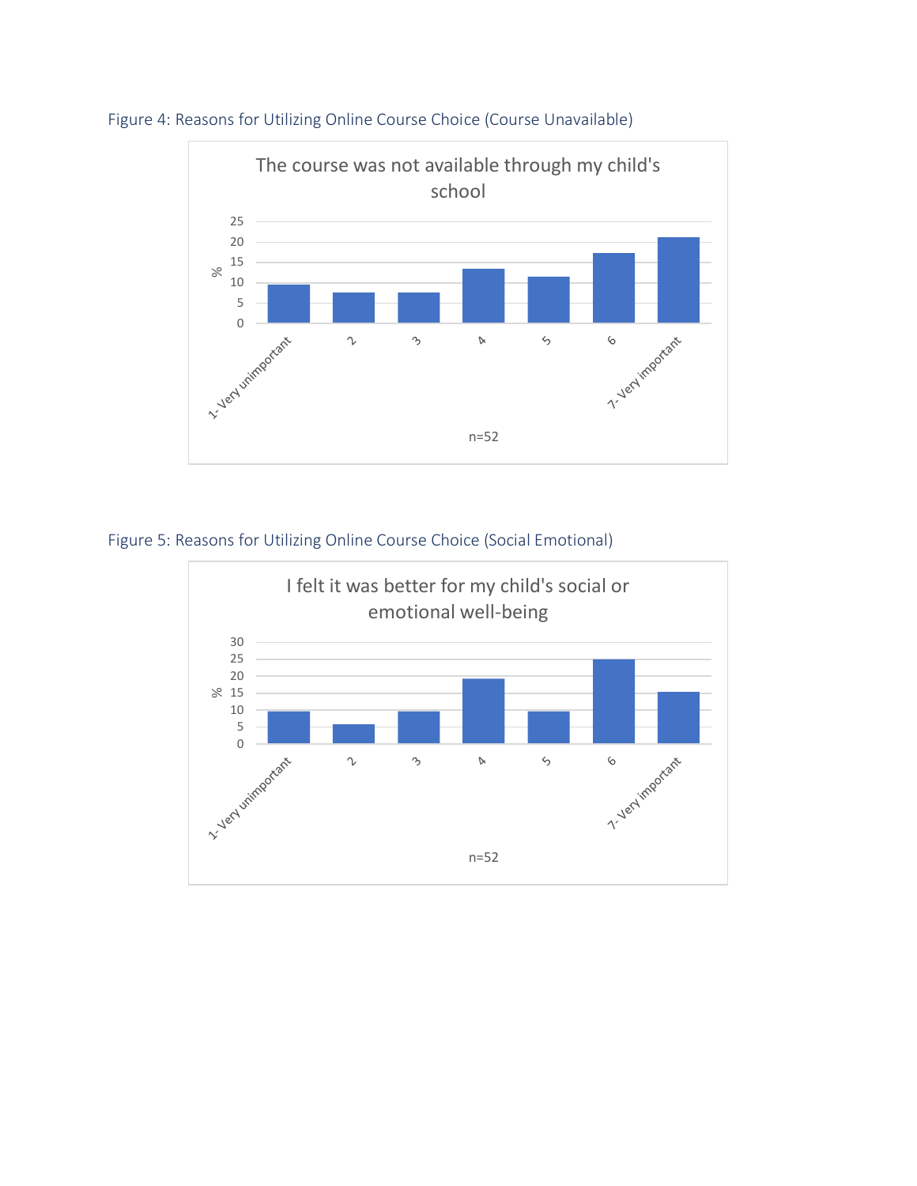Figure 4: Reasons for Utilizing Online Course Choice (Course Unavailable)

Figure 5: Reasons for Utilizing Online Course Choice (Social Emotional)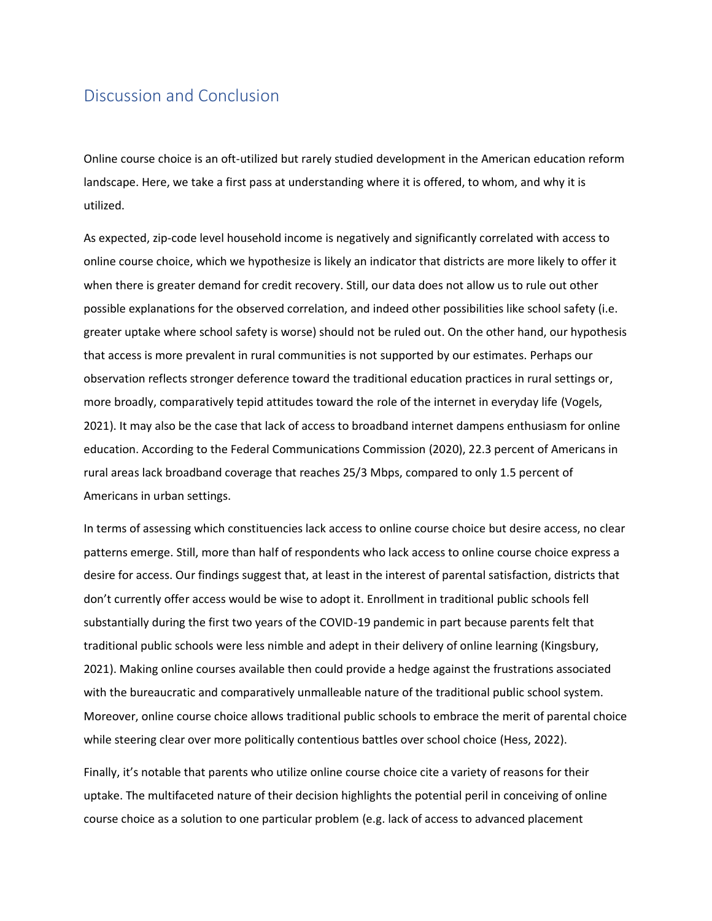## Discussion and Conclusion

Online course choice is an oft-utilized but rarely studied development in the American education reform landscape. Here, we take a first pass at understanding where it is offered, to whom, and why it is utilized.

As expected, zip-code level household income is negatively and significantly correlated with access to online course choice, which we hypothesize is likely an indicator that districts are more likely to offer it when there is greater demand for credit recovery. Still, our data does not allow us to rule out other possible explanations for the observed correlation, and indeed other possibilities like school safety (i.e. greater uptake where school safety is worse) should not be ruled out. On the other hand, our hypothesis that access is more prevalent in rural communities is not supported by our estimates. Perhaps our observation reflects stronger deference toward the traditional education practices in rural settings or, more broadly, comparatively tepid attitudes toward the role of the internet in everyday life (Vogels, 2021). It may also be the case that lack of access to broadband internet dampens enthusiasm for online education. According to the Federal Communications Commission (2020), 22.3 percent of Americans in rural areas lack broadband coverage that reaches 25/3 Mbps, compared to only 1.5 percent of Americans in urban settings.

In terms of assessing which constituencies lack access to online course choice but desire access, no clear patterns emerge. Still, more than half of respondents who lack access to online course choice express a desire for access. Our findings suggest that, at least in the interest of parental satisfaction, districts that don't currently offer access would be wise to adopt it. Enrollment in traditional public schools fell substantially during the first two years of the COVID-19 pandemic in part because parents felt that traditional public schools were less nimble and adept in their delivery of online learning (Kingsbury, 2021). Making online courses available then could provide a hedge against the frustrations associated with the bureaucratic and comparatively unmalleable nature of the traditional public school system. Moreover, online course choice allows traditional public schools to embrace the merit of parental choice while steering clear over more politically contentious battles over school choice (Hess, 2022).

Finally, it's notable that parents who utilize online course choice cite a variety of reasons for their uptake. The multifaceted nature of their decision highlights the potential peril in conceiving of online course choice as a solution to one particular problem (e.g. lack of access to advanced placement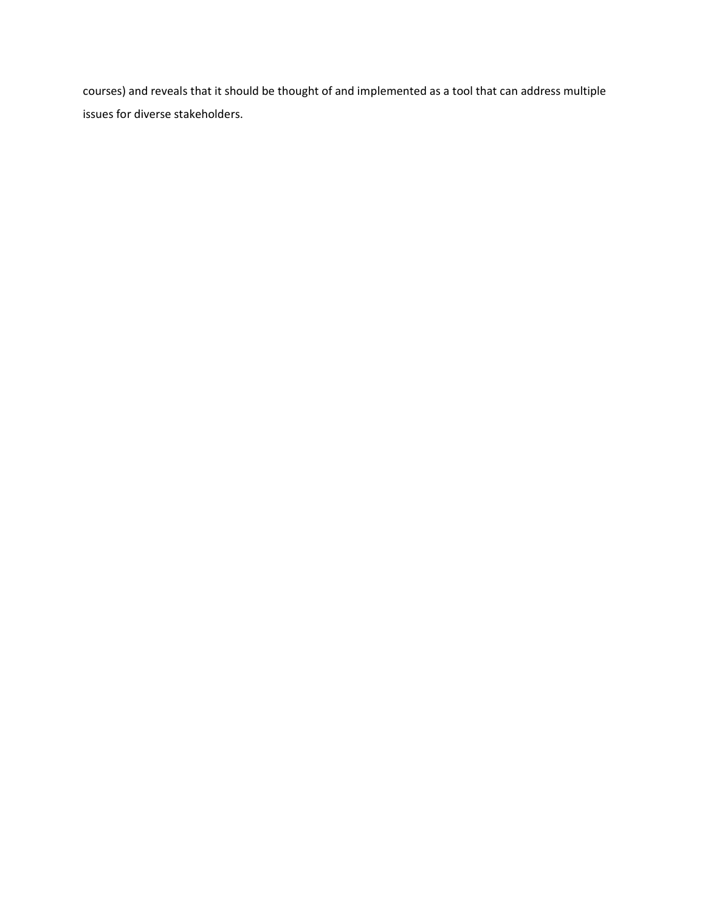courses) and reveals that it should be thought of and implemented as a tool that can address multiple issues for diverse stakeholders.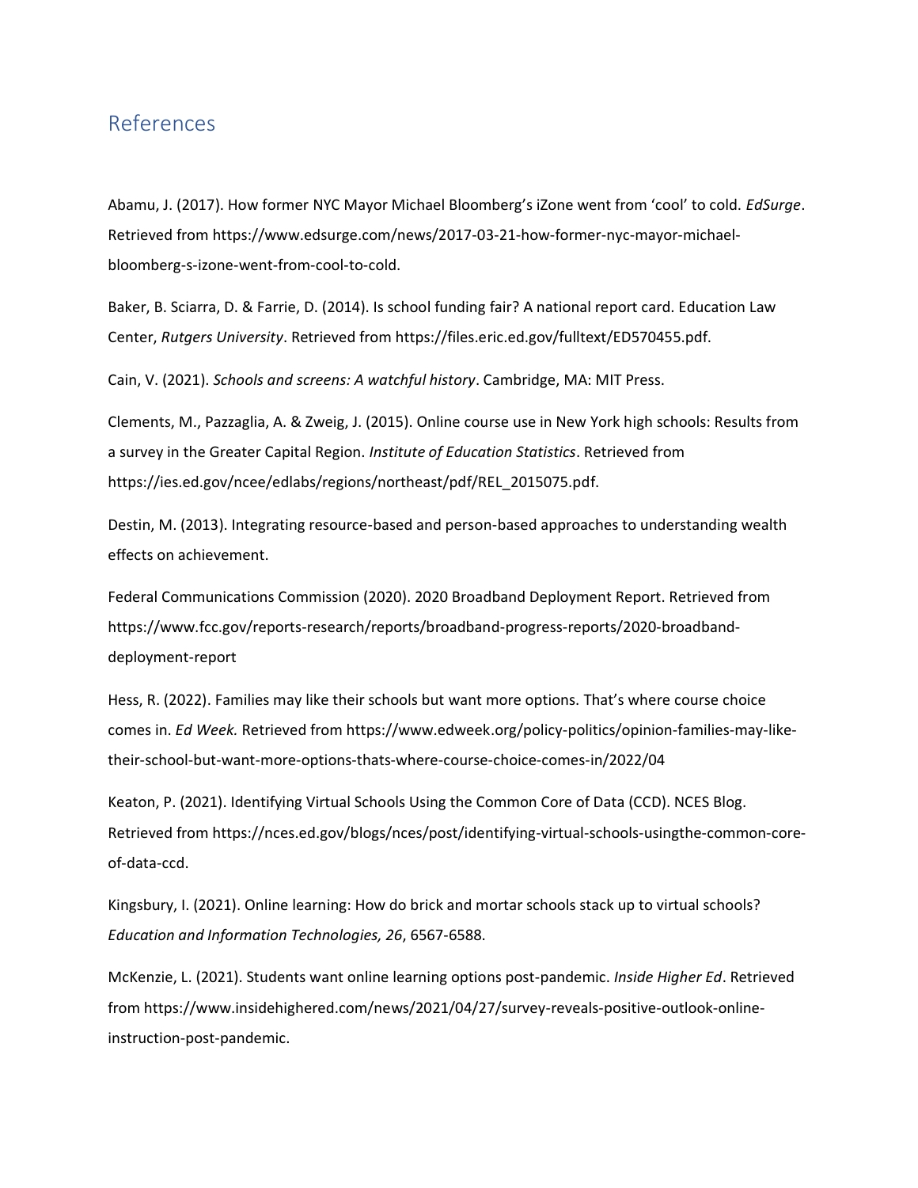## References

Abamu, J. (2017). How former NYC Mayor Michael Bloomberg's iZone went from 'cool' to cold. *EdSurge*. Retrieved from https://www.edsurge.com/news/2017-03-21-how-former-nyc-mayor-michael-bloomberg-s-izone-went-from-cool-to-cold.

Baker, B. Sciarra, D. & Farrie, D. (2014). Is school funding fair? A national report card. Education Law Center, *Rutgers University*. Retrieved from https://files.eric.ed.gov/fulltext/ED570455.pdf.

Cain, V. (2021). *Schools and screens: A watchful history*. Cambridge, MA: MIT Press.

Clements, M., Pazzaglia, A. & Zweig, J. (2015). Online course use in New York high schools: Results from a survey in the Greater Capital Region. *Institute of Education Statistics*. Retrieved from https://ies.ed.gov/ncee/edlabs/regions/northeast/pdf/REL_2015075.pdf.

Destin, M. (2013). Integrating resource-based and person-based approaches to understanding wealth effects on achievement.

Federal Communications Commission (2020). 2020 Broadband Deployment Report. Retrieved from https://www.fcc.gov/reports-research/reports/broadband-progress-reports/2020-broadband-deployment-report

Hess, R. (2022). Families may like their schools but want more options. That's where course choice comes in. *Ed Week.* Retrieved from https://www.edweek.org/policy-politics/opinion-families-may-like-their-school-but-want-more-options-thats-where-course-choice-comes-in/2022/04

Keaton, P. (2021). Identifying Virtual Schools Using the Common Core of Data (CCD). NCES Blog. Retrieved from https://nces.ed.gov/blogs/nces/post/identifying-virtual-schools-usingthe-common-core-of-data-ccd.

Kingsbury, I. (2021). Online learning: How do brick and mortar schools stack up to virtual schools? *Education and Information Technologies, 26*, 6567-6588.

McKenzie, L. (2021). Students want online learning options post-pandemic. *Inside Higher Ed*. Retrieved from https://www.insidehighered.com/news/2021/04/27/survey-reveals-positive-outlook-online-instruction-post-pandemic.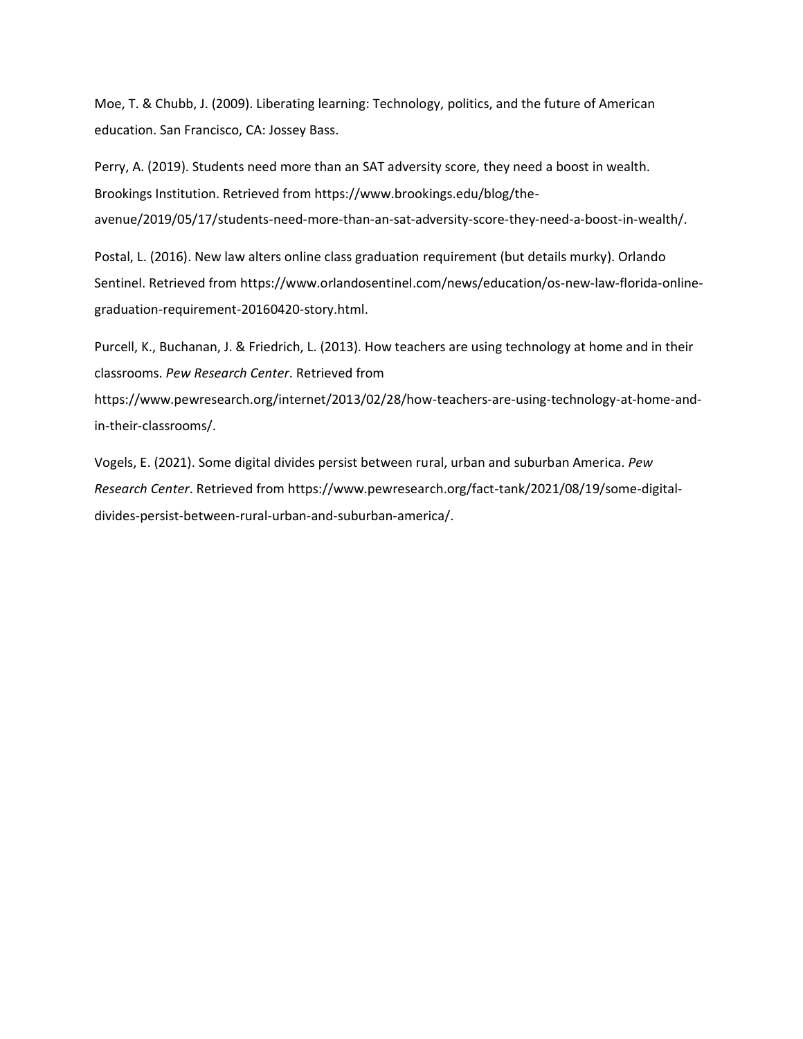Moe, T. & Chubb, J. (2009). Liberating learning: Technology, politics, and the future of American education. San Francisco, CA: Jossey Bass.

Perry, A. (2019). Students need more than an SAT adversity score, they need a boost in wealth. Brookings Institution. Retrieved from https://www.brookings.edu/blog/the-avenue/2019/05/17/students-need-more-than-an-sat-adversity-score-they-need-a-boost-in-wealth/.

Postal, L. (2016). New law alters online class graduation requirement (but details murky). Orlando Sentinel. Retrieved from https://www.orlandosentinel.com/news/education/os-new-law-florida-online-graduation-requirement-20160420-story.html.

Purcell, K., Buchanan, J. & Friedrich, L. (2013). How teachers are using technology at home and in their classrooms. *Pew Research Center*. Retrieved from https://www.pewresearch.org/internet/2013/02/28/how-teachers-are-using-technology-at-home-and-in-their-classrooms/.

Vogels, E. (2021). Some digital divides persist between rural, urban and suburban America. *Pew Research Center*. Retrieved from https://www.pewresearch.org/fact-tank/2021/08/19/some-digital-divides-persist-between-rural-urban-and-suburban-america/.